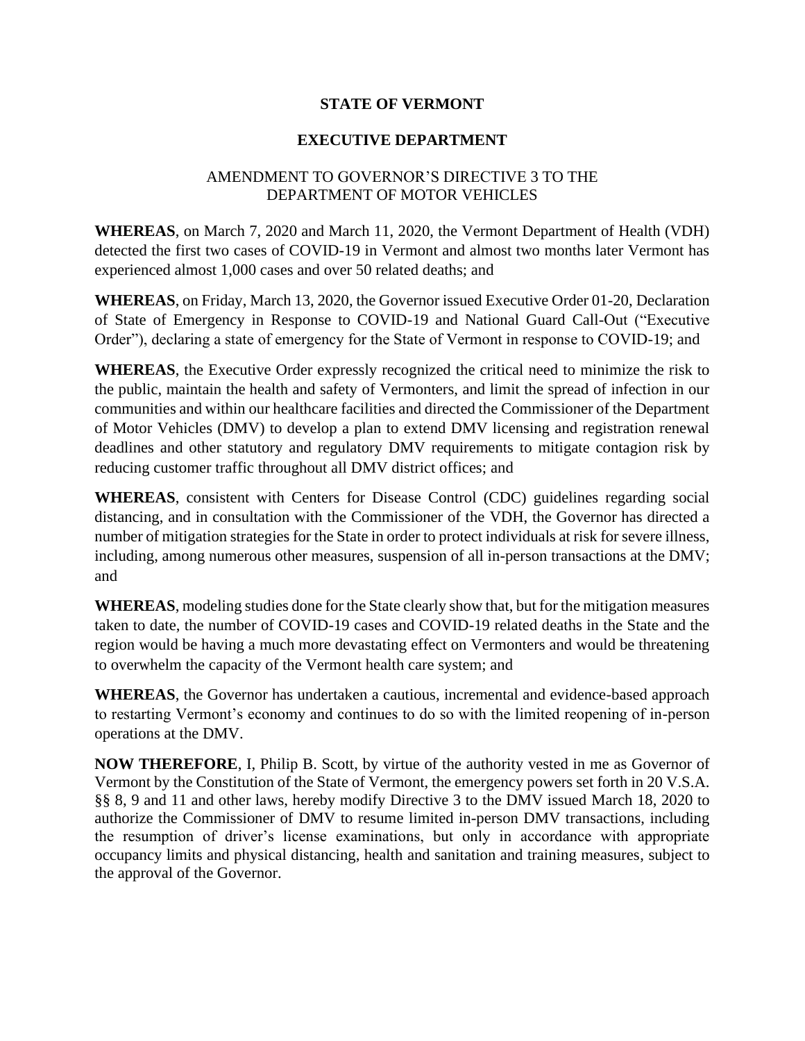# STATE OF VERMONT

## EXECUTIVE DEPARTMENT

### AMENDMENT TO GOVERNOR'S DIRECTIVE 3 TO THE DEPARTMENT OF MOTOR VEHICLES

**WHEREAS**, on March 7, 2020 and March 11, 2020, the Vermont Department of Health (VDH) detected the first two cases of COVID-19 in Vermont and almost two months later Vermont has experienced almost 1,000 cases and over 50 related deaths; and

**WHEREAS**, on Friday, March 13, 2020, the Governor issued Executive Order 01-20, Declaration of State of Emergency in Response to COVID-19 and National Guard Call-Out ("Executive Order"), declaring a state of emergency for the State of Vermont in response to COVID-19; and

**WHEREAS**, the Executive Order expressly recognized the critical need to minimize the risk to the public, maintain the health and safety of Vermonters, and limit the spread of infection in our communities and within our healthcare facilities and directed the Commissioner of the Department of Motor Vehicles (DMV) to develop a plan to extend DMV licensing and registration renewal deadlines and other statutory and regulatory DMV requirements to mitigate contagion risk by reducing customer traffic throughout all DMV district offices; and

**WHEREAS**, consistent with Centers for Disease Control (CDC) guidelines regarding social distancing, and in consultation with the Commissioner of the VDH, the Governor has directed a number of mitigation strategies for the State in order to protect individuals at risk for severe illness, including, among numerous other measures, suspension of all in-person transactions at the DMV; and

**WHEREAS**, modeling studies done for the State clearly show that, but for the mitigation measures taken to date, the number of COVID-19 cases and COVID-19 related deaths in the State and the region would be having a much more devastating effect on Vermonters and would be threatening to overwhelm the capacity of the Vermont health care system; and

**WHEREAS**, the Governor has undertaken a cautious, incremental and evidence-based approach to restarting Vermont's economy and continues to do so with the limited reopening of in-person operations at the DMV.

**NOW THEREFORE**, I, Philip B. Scott, by virtue of the authority vested in me as Governor of Vermont by the Constitution of the State of Vermont, the emergency powers set forth in 20 V.S.A. §§ 8, 9 and 11 and other laws, hereby modify Directive 3 to the DMV issued March 18, 2020 to authorize the Commissioner of DMV to resume limited in-person DMV transactions, including the resumption of driver's license examinations, but only in accordance with appropriate occupancy limits and physical distancing, health and sanitation and training measures, subject to the approval of the Governor.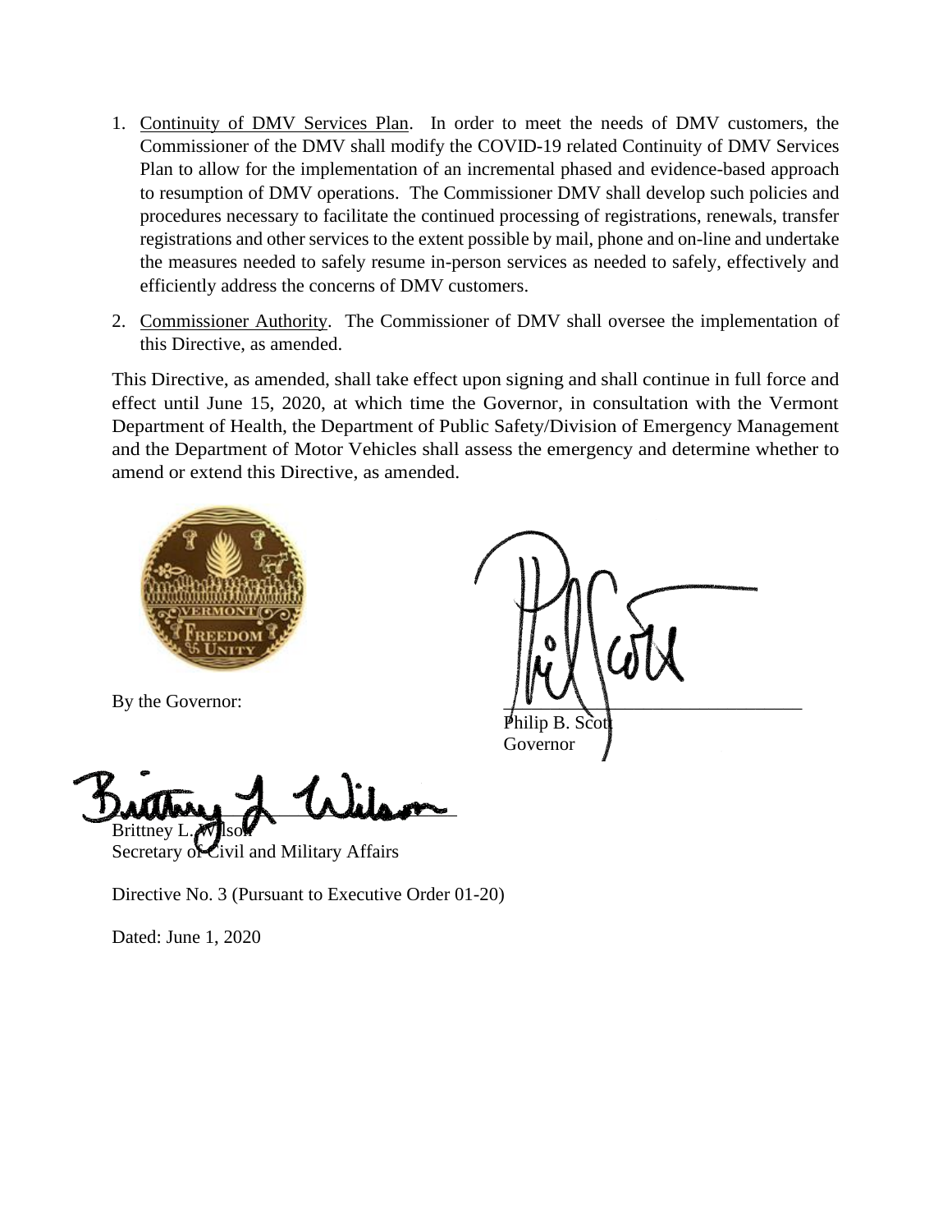1. Continuity of DMV Services Plan. In order to meet the needs of DMV customers, the Commissioner of the DMV shall modify the COVID-19 related Continuity of DMV Services Plan to allow for the implementation of an incremental phased and evidence-based approach to resumption of DMV operations. The Commissioner DMV shall develop such policies and procedures necessary to facilitate the continued processing of registrations, renewals, transfer registrations and other services to the extent possible by mail, phone and on-line and undertake the measures needed to safely resume in-person services as needed to safely, effectively and efficiently address the concerns of DMV customers.

2. Commissioner Authority. The Commissioner of DMV shall oversee the implementation of this Directive, as amended.

This Directive, as amended, shall take effect upon signing and shall continue in full force and effect until June 15, 2020, at which time the Governor, in consultation with the Vermont Department of Health, the Department of Public Safety/Division of Emergency Management and the Department of Motor Vehicles shall assess the emergency and determine whether to amend or extend this Directive, as amended.

By the Governor:

Philip B. Scott
Governor

Brittney L. Wilson
Secretary of Civil and Military Affairs

Directive No. 3 (Pursuant to Executive Order 01-20)

Dated: June 1, 2020